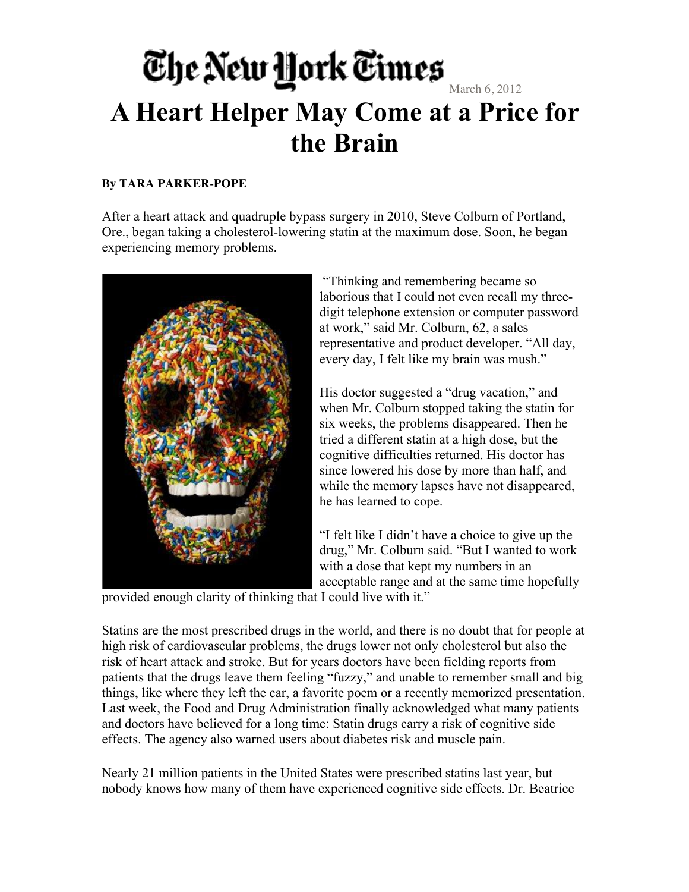The New York Times

March 6, 2012

# A Heart Helper May Come at a Price for the Brain

**By TARA PARKER-POPE**

After a heart attack and quadruple bypass surgery in 2010, Steve Colburn of Portland, Ore., began taking a cholesterol-lowering statin at the maximum dose. Soon, he began experiencing memory problems.

"Thinking and remembering became so laborious that I could not even recall my three-digit telephone extension or computer password at work," said Mr. Colburn, 62, a sales representative and product developer. "All day, every day, I felt like my brain was mush."

His doctor suggested a "drug vacation," and when Mr. Colburn stopped taking the statin for six weeks, the problems disappeared. Then he tried a different statin at a high dose, but the cognitive difficulties returned. His doctor has since lowered his dose by more than half, and while the memory lapses have not disappeared, he has learned to cope.

"I felt like I didn't have a choice to give up the drug," Mr. Colburn said. "But I wanted to work with a dose that kept my numbers in an acceptable range and at the same time hopefully provided enough clarity of thinking that I could live with it."

Statins are the most prescribed drugs in the world, and there is no doubt that for people at high risk of cardiovascular problems, the drugs lower not only cholesterol but also the risk of heart attack and stroke. But for years doctors have been fielding reports from patients that the drugs leave them feeling "fuzzy," and unable to remember small and big things, like where they left the car, a favorite poem or a recently memorized presentation. Last week, the Food and Drug Administration finally acknowledged what many patients and doctors have believed for a long time: Statin drugs carry a risk of cognitive side effects. The agency also warned users about diabetes risk and muscle pain.

Nearly 21 million patients in the United States were prescribed statins last year, but nobody knows how many of them have experienced cognitive side effects. Dr. Beatrice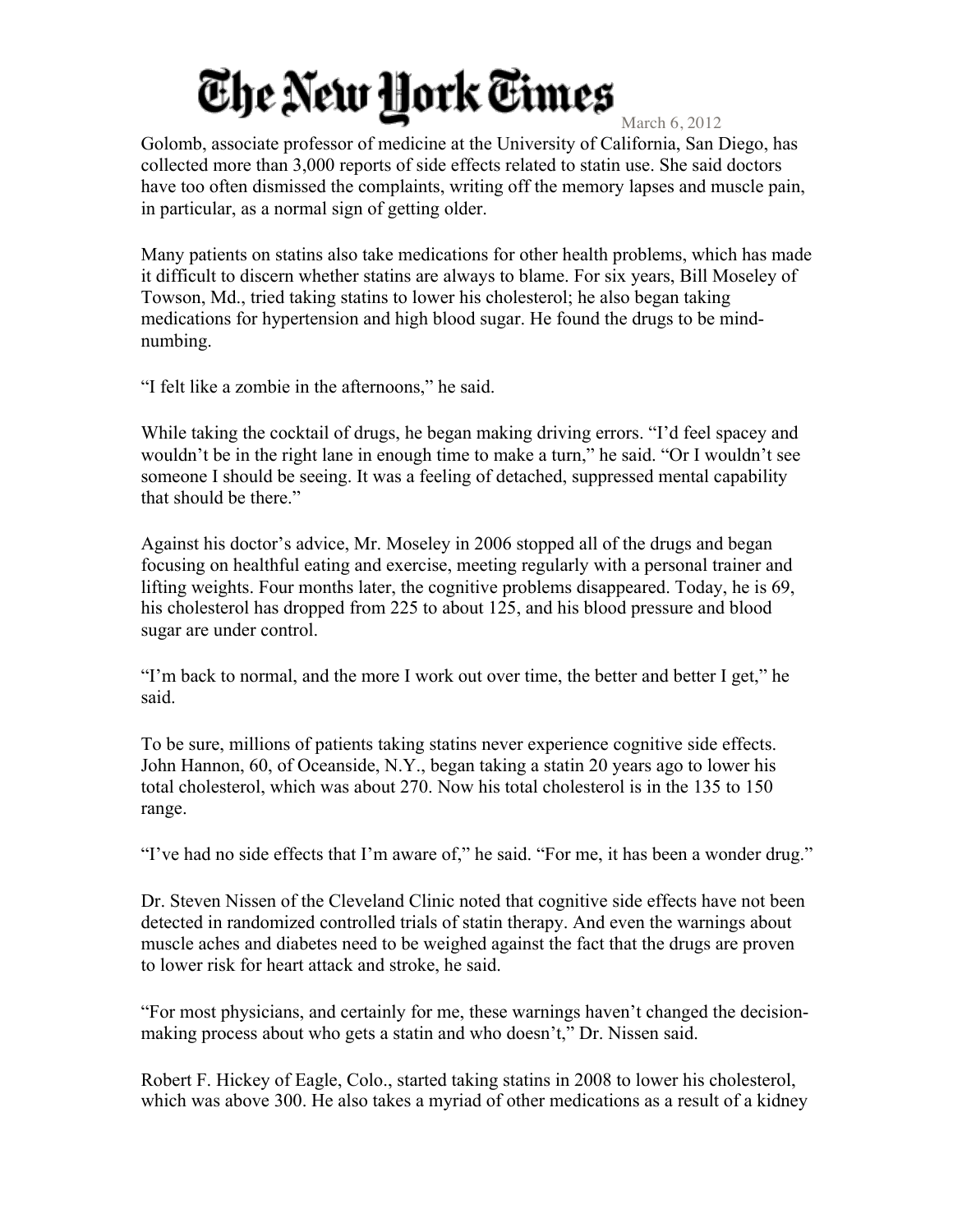Golomb, associate professor of medicine at the University of California, San Diego, has collected more than 3,000 reports of side effects related to statin use. She said doctors have too often dismissed the complaints, writing off the memory lapses and muscle pain, in particular, as a normal sign of getting older.

Many patients on statins also take medications for other health problems, which has made it difficult to discern whether statins are always to blame. For six years, Bill Moseley of Towson, Md., tried taking statins to lower his cholesterol; he also began taking medications for hypertension and high blood sugar. He found the drugs to be mind-numbing.

"I felt like a zombie in the afternoons," he said.

While taking the cocktail of drugs, he began making driving errors. "I'd feel spacey and wouldn't be in the right lane in enough time to make a turn," he said. "Or I wouldn't see someone I should be seeing. It was a feeling of detached, suppressed mental capability that should be there."

Against his doctor's advice, Mr. Moseley in 2006 stopped all of the drugs and began focusing on healthful eating and exercise, meeting regularly with a personal trainer and lifting weights. Four months later, the cognitive problems disappeared. Today, he is 69, his cholesterol has dropped from 225 to about 125, and his blood pressure and blood sugar are under control.

"I'm back to normal, and the more I work out over time, the better and better I get," he said.

To be sure, millions of patients taking statins never experience cognitive side effects. John Hannon, 60, of Oceanside, N.Y., began taking a statin 20 years ago to lower his total cholesterol, which was about 270. Now his total cholesterol is in the 135 to 150 range.

"I've had no side effects that I'm aware of," he said. "For me, it has been a wonder drug."

Dr. Steven Nissen of the Cleveland Clinic noted that cognitive side effects have not been detected in randomized controlled trials of statin therapy. And even the warnings about muscle aches and diabetes need to be weighed against the fact that the drugs are proven to lower risk for heart attack and stroke, he said.

"For most physicians, and certainly for me, these warnings haven't changed the decision-making process about who gets a statin and who doesn't," Dr. Nissen said.

Robert F. Hickey of Eagle, Colo., started taking statins in 2008 to lower his cholesterol, which was above 300. He also takes a myriad of other medications as a result of a kidney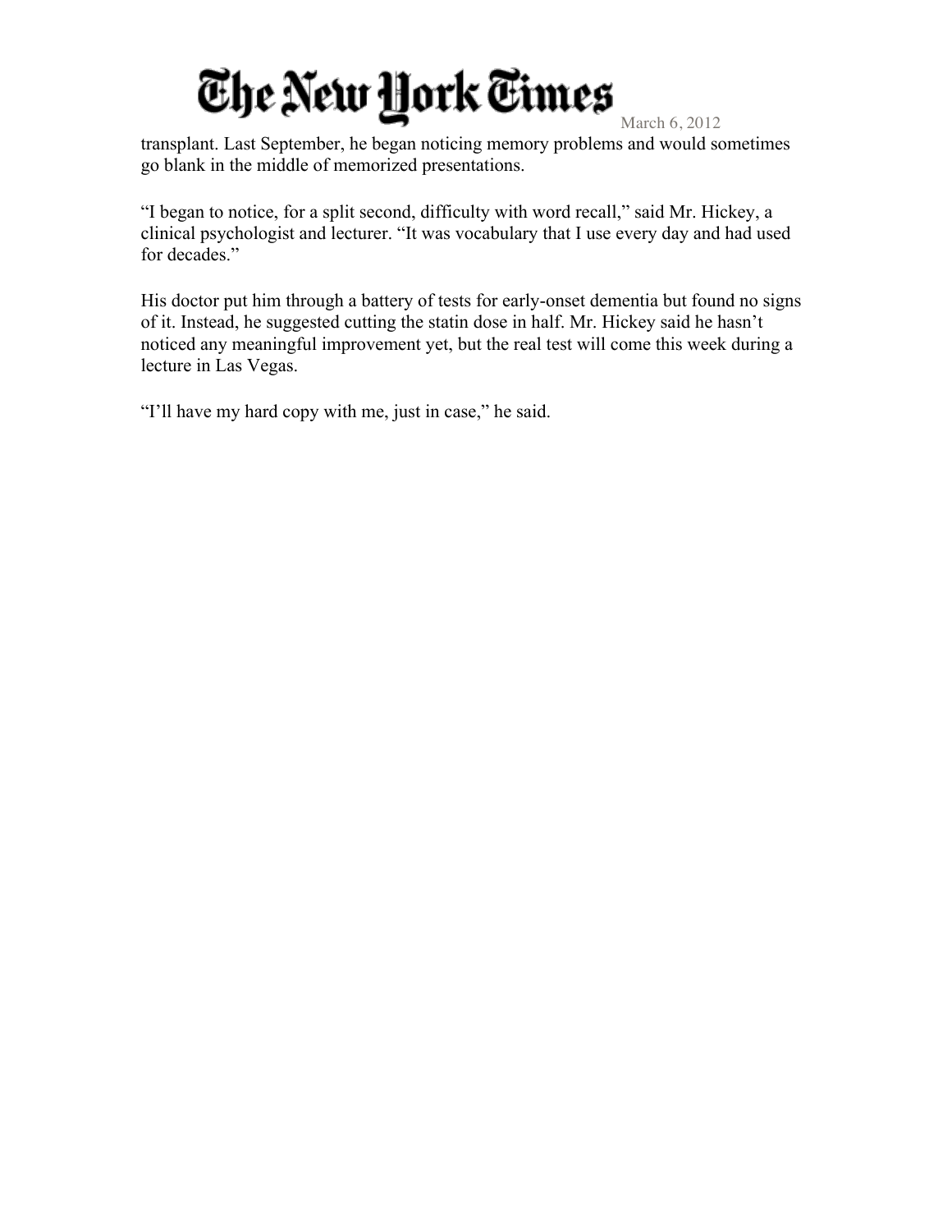transplant. Last September, he began noticing memory problems and would sometimes go blank in the middle of memorized presentations.

“I began to notice, for a split second, difficulty with word recall,” said Mr. Hickey, a clinical psychologist and lecturer. “It was vocabulary that I use every day and had used for decades.”

His doctor put him through a battery of tests for early-onset dementia but found no signs of it. Instead, he suggested cutting the statin dose in half. Mr. Hickey said he hasn’t noticed any meaningful improvement yet, but the real test will come this week during a lecture in Las Vegas.

“I’ll have my hard copy with me, just in case,” he said.